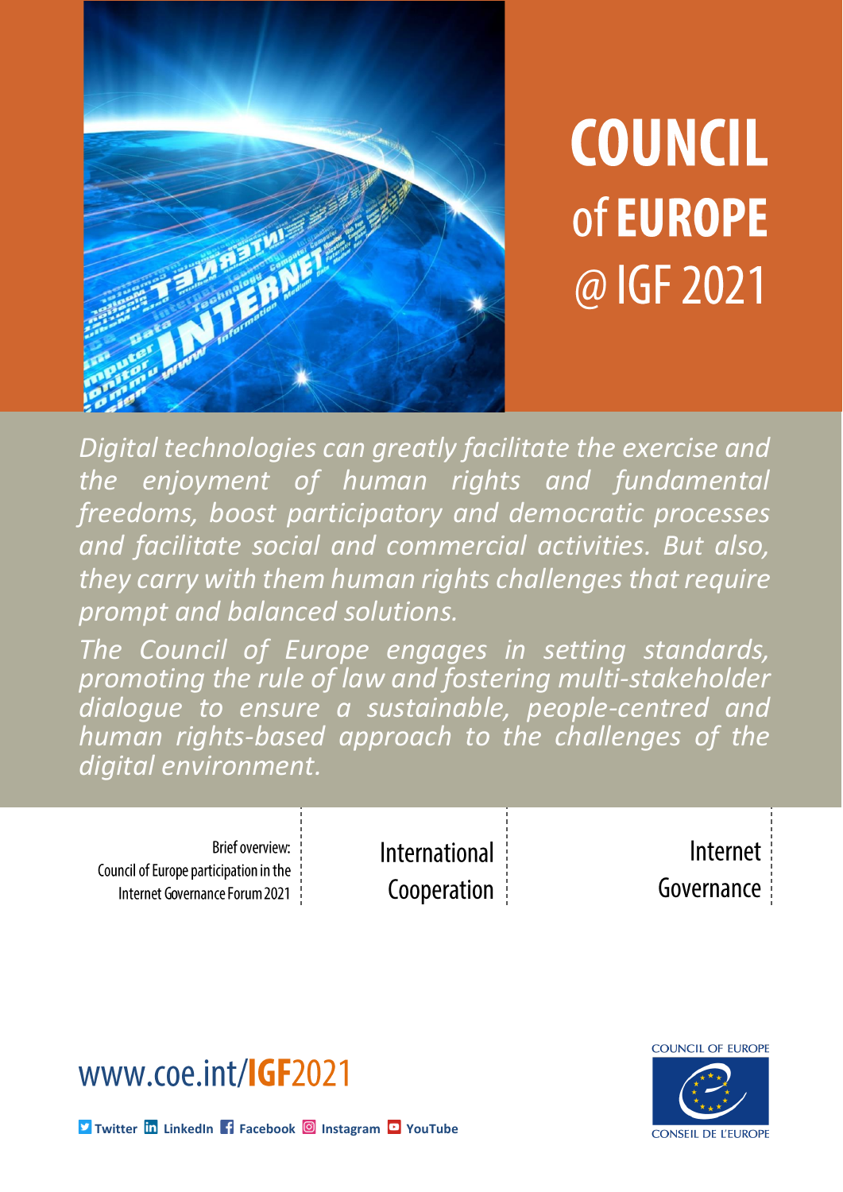# COUNCIL of EUROPE @ IGF 2021

*Digital technologies can greatly facilitate the exercise and the enjoyment of human rights and fundamental freedoms, boost participatory and democratic processes and facilitate social and commercial activities. But also, they carry with them human rights challenges that require prompt and balanced solutions.*

*The Council of Europe engages in setting standards, promoting the rule of law and fostering multi-stakeholder dialogue to ensure a sustainable, people-centred and human rights-based approach to the challenges of the digital environment.*

Brief overview:
Council of Europe participation in the Internet Governance Forum 2021

International Cooperation

Internet Governance

www.coe.int/**IGF**2021

Twitter LinkedIn Facebook Instagram YouTube

COUNCIL OF EUROPE
CONSEIL DE L'EUROPE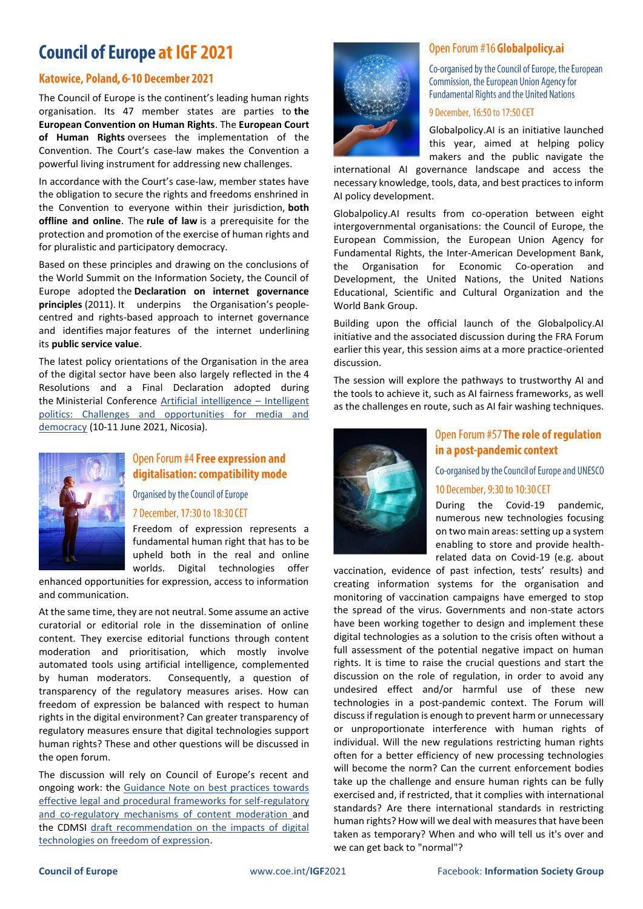# Council of Europe at IGF 2021

## Katowice, Poland, 6-10 December 2021

The Council of Europe is the continent's leading human rights organisation. Its 47 member states are parties to the **European Convention on Human Rights**. The **European Court of Human Rights** oversees the implementation of the Convention. The Court's case-law makes the Convention a powerful living instrument for addressing new challenges.

In accordance with the Court's case-law, member states have the obligation to secure the rights and freedoms enshrined in the Convention to everyone within their jurisdiction, **both offline and online**. The **rule of law** is a prerequisite for the protection and promotion of the exercise of human rights and for pluralistic and participatory democracy.

Based on these principles and drawing on the conclusions of the World Summit on the Information Society, the Council of Europe adopted the **Declaration on internet governance principles** (2011). It underpins the Organisation's people-centred and rights-based approach to internet governance and identifies major features of the internet underlining its **public service value**.

The latest policy orientations of the Organisation in the area of the digital sector have been also largely reflected in the 4 Resolutions and a Final Declaration adopted during the Ministerial Conference Artificial intelligence – Intelligent politics: Challenges and opportunities for media and democracy (10-11 June 2021, Nicosia).

### Open Forum #4 **Free expression and digitalisation: compatibility mode**

Organised by the Council of Europe

7 December, 17:30 to 18:30 CET

Freedom of expression represents a fundamental human right that has to be upheld both in the real and online worlds. Digital technologies offer enhanced opportunities for expression, access to information and communication.

At the same time, they are not neutral. Some assume an active curatorial or editorial role in the dissemination of online content. They exercise editorial functions through content moderation and prioritisation, which mostly involve automated tools using artificial intelligence, complemented by human moderators. Consequently, a question of transparency of the regulatory measures arises. How can freedom of expression be balanced with respect to human rights in the digital environment? Can greater transparency of regulatory measures ensure that digital technologies support human rights? These and other questions will be discussed in the open forum.

The discussion will rely on Council of Europe's recent and ongoing work: the Guidance Note on best practices towards effective legal and procedural frameworks for self-regulatory and co-regulatory mechanisms of content moderation and the CDMSI draft recommendation on the impacts of digital technologies on freedom of expression.

### Open Forum #16 **Globalpolicy.ai**

Co-organised by the Council of Europe, the European Commission, the European Union Agency for Fundamental Rights and the United Nations

9 December, 16:50 to 17:50 CET

Globalpolicy.AI is an initiative launched this year, aimed at helping policy makers and the public navigate the international AI governance landscape and access the necessary knowledge, tools, data, and best practices to inform AI policy development.

Globalpolicy.AI results from co-operation between eight intergovernmental organisations: the Council of Europe, the European Commission, the European Union Agency for Fundamental Rights, the Inter-American Development Bank, the Organisation for Economic Co-operation and Development, the United Nations, the United Nations Educational, Scientific and Cultural Organization and the World Bank Group.

Building upon the official launch of the Globalpolicy.AI initiative and the associated discussion during the FRA Forum earlier this year, this session aims at a more practice-oriented discussion.

The session will explore the pathways to trustworthy AI and the tools to achieve it, such as AI fairness frameworks, as well as the challenges en route, such as AI fair washing techniques.

### Open Forum #57 **The role of regulation in a post-pandemic context**

Co-organised by the Council of Europe and UNESCO

10 December, 9:30 to 10:30 CET

During the Covid-19 pandemic, numerous new technologies focusing on two main areas: setting up a system enabling to store and provide health-related data on Covid-19 (e.g. about vaccination, evidence of past infection, tests' results) and creating information systems for the organisation and monitoring of vaccination campaigns have emerged to stop the spread of the virus. Governments and non-state actors have been working together to design and implement these digital technologies as a solution to the crisis often without a full assessment of the potential negative impact on human rights. It is time to raise the crucial questions and start the discussion on the role of regulation, in order to avoid any undesired effect and/or harmful use of these new technologies in a post-pandemic context. The Forum will discuss if regulation is enough to prevent harm or unnecessary or unproportionate interference with human rights of individual. Will the new regulations restricting human rights often for a better efficiency of new processing technologies will become the norm? Can the current enforcement bodies take up the challenge and ensure human rights can be fully exercised and, if restricted, that it complies with international standards? Are there international standards in restricting human rights? How will we deal with measures that have been taken as temporary? When and who will tell us it's over and we can get back to "normal"?

**Council of Europe** www.coe.int/**IGF**2021 Facebook: **Information Society Group**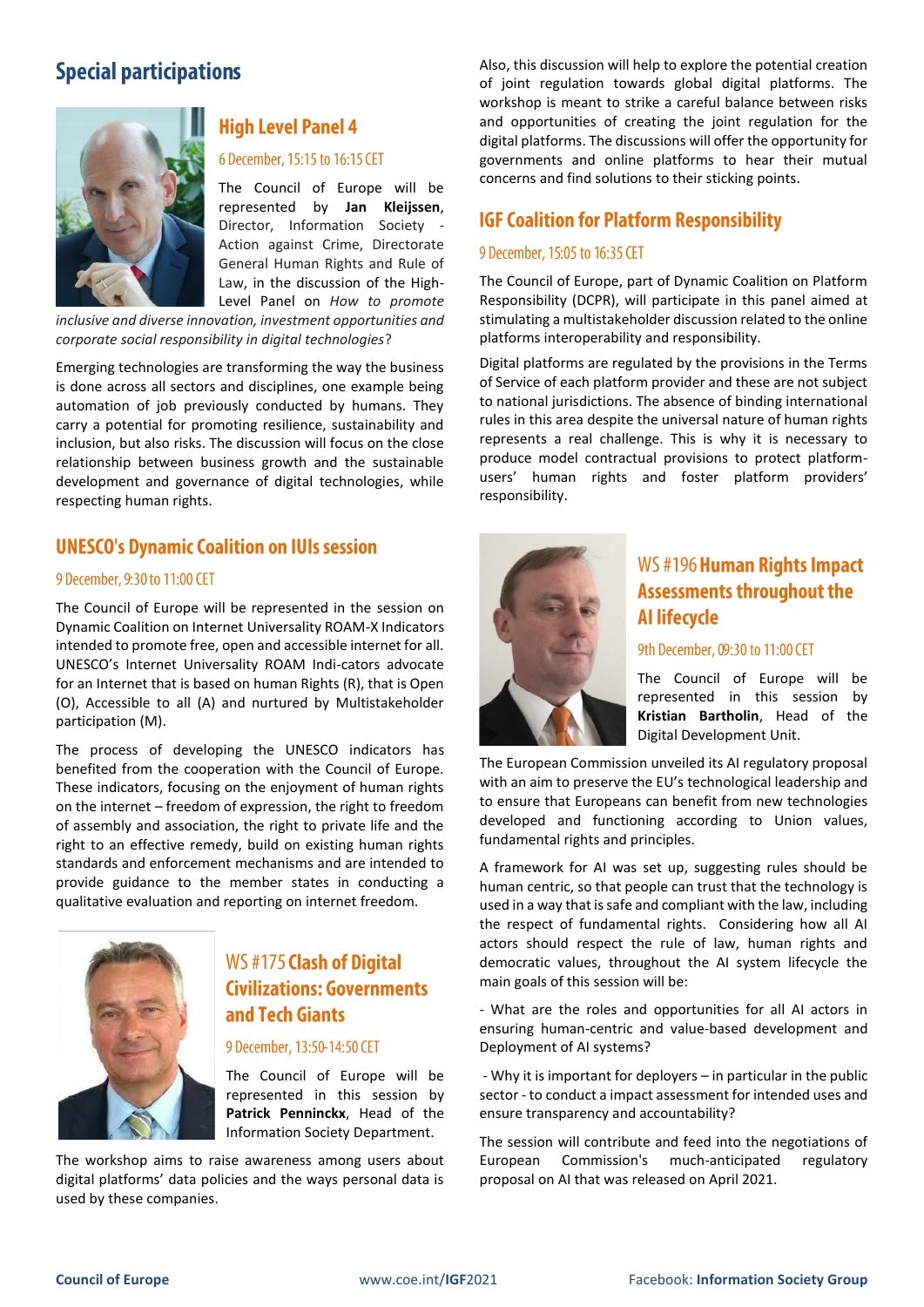## Special participations

### High Level Panel 4

6 December, 15:15 to 16:15 CET

The Council of Europe will be represented by **Jan Kleijssen**, Director, Information Society - Action against Crime, Directorate General Human Rights and Rule of Law, in the discussion of the High-Level Panel on *How to promote inclusive and diverse innovation, investment opportunities and corporate social responsibility in digital technologies*?

Emerging technologies are transforming the way the business is done across all sectors and disciplines, one example being automation of job previously conducted by humans. They carry a potential for promoting resilience, sustainability and inclusion, but also risks. The discussion will focus on the close relationship between business growth and the sustainable development and governance of digital technologies, while respecting human rights.

### UNESCO's Dynamic Coalition on IUIs session

9 December, 9:30 to 11:00 CET

The Council of Europe will be represented in the session on Dynamic Coalition on Internet Universality ROAM-X Indicators intended to promote free, open and accessible internet for all. UNESCO's Internet Universality ROAM Indi-cators advocate for an Internet that is based on human Rights (R), that is Open (O), Accessible to all (A) and nurtured by Multistakeholder participation (M).

The process of developing the UNESCO indicators has benefited from the cooperation with the Council of Europe. These indicators, focusing on the enjoyment of human rights on the internet – freedom of expression, the right to freedom of assembly and association, the right to private life and the right to an effective remedy, build on existing human rights standards and enforcement mechanisms and are intended to provide guidance to the member states in conducting a qualitative evaluation and reporting on internet freedom.

### WS #175 Clash of Digital Civilizations: Governments and Tech Giants

9 December, 13:50-14:50 CET

The Council of Europe will be represented in this session by **Patrick Penninckx**, Head of the Information Society Department.

The workshop aims to raise awareness among users about digital platforms' data policies and the ways personal data is used by these companies.

Also, this discussion will help to explore the potential creation of joint regulation towards global digital platforms. The workshop is meant to strike a careful balance between risks and opportunities of creating the joint regulation for the digital platforms. The discussions will offer the opportunity for governments and online platforms to hear their mutual concerns and find solutions to their sticking points.

### IGF Coalition for Platform Responsibility

9 December, 15:05 to 16:35 CET

The Council of Europe, part of Dynamic Coalition on Platform Responsibility (DCPR), will participate in this panel aimed at stimulating a multistakeholder discussion related to the online platforms interoperability and responsibility.

Digital platforms are regulated by the provisions in the Terms of Service of each platform provider and these are not subject to national jurisdictions. The absence of binding international rules in this area despite the universal nature of human rights represents a real challenge. This is why it is necessary to produce model contractual provisions to protect platform-users' human rights and foster platform providers' responsibility.

### WS #196 Human Rights Impact Assessments throughout the AI lifecycle

9th December, 09:30 to 11:00 CET

The Council of Europe will be represented in this session by **Kristian Bartholin**, Head of the Digital Development Unit.

The European Commission unveiled its AI regulatory proposal with an aim to preserve the EU's technological leadership and to ensure that Europeans can benefit from new technologies developed and functioning according to Union values, fundamental rights and principles.

A framework for AI was set up, suggesting rules should be human centric, so that people can trust that the technology is used in a way that is safe and compliant with the law, including the respect of fundamental rights. Considering how all AI actors should respect the rule of law, human rights and democratic values, throughout the AI system lifecycle the main goals of this session will be:

- What are the roles and opportunities for all AI actors in ensuring human-centric and value-based development and Deployment of AI systems?

- Why it is important for deployers – in particular in the public sector - to conduct a impact assessment for intended uses and ensure transparency and accountability?

The session will contribute and feed into the negotiations of European Commission's much-anticipated regulatory proposal on AI that was released on April 2021.